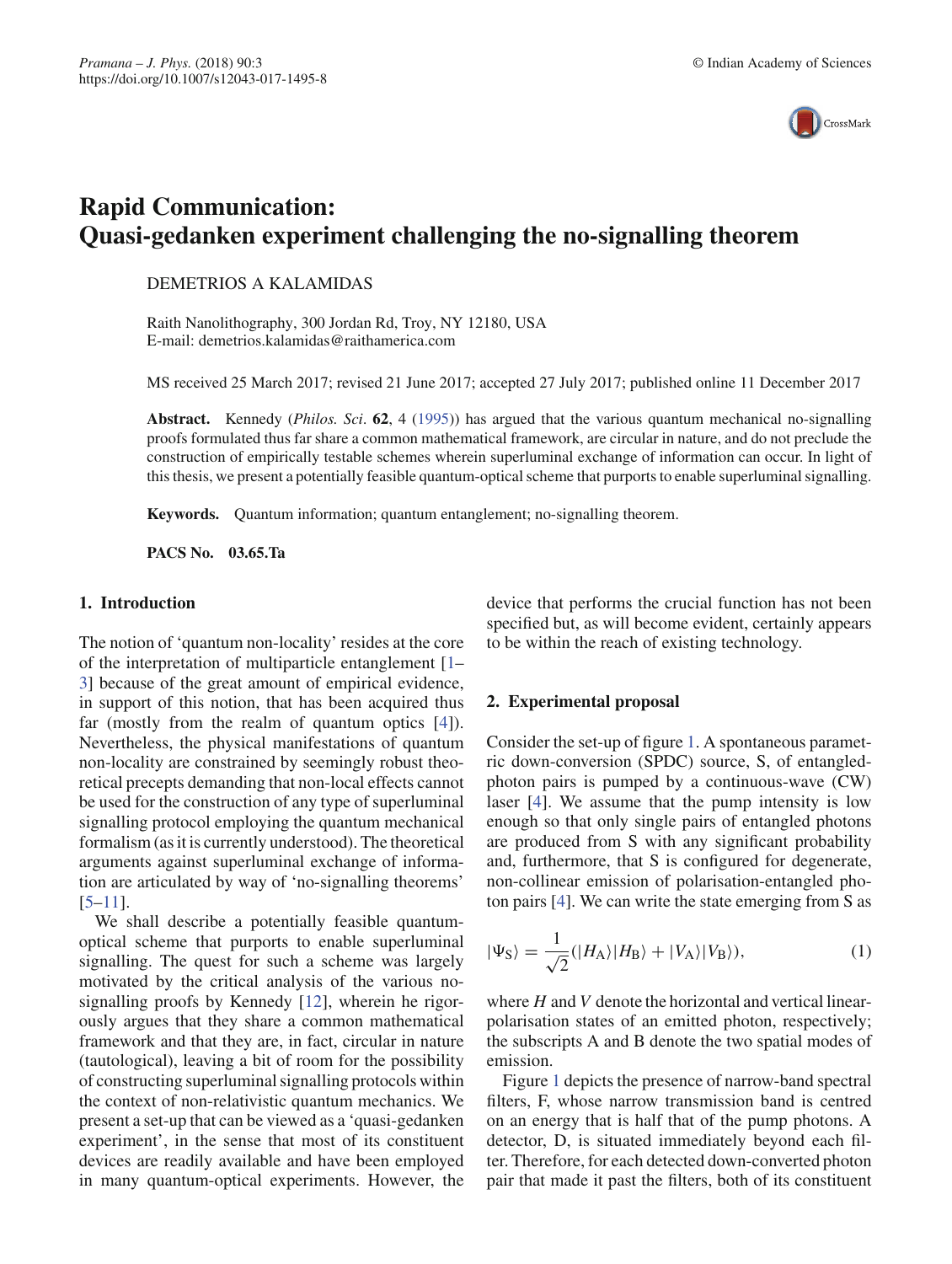# Rapid Communication: Quasi-gedanken experiment challenging the no-signalling theorem

DEMETRIOS A KALAMIDAS

Raith Nanolithography, 300 Jordan Rd, Troy, NY 12180, USA
E-mail: demetrios.kalamidas@raithamerica.com

MS received 25 March 2017; revised 21 June 2017; accepted 27 July 2017; published online 11 December 2017

**Abstract.** Kennedy (*Philos. Sci.* **62**, 4 (1995)) has argued that the various quantum mechanical no-signalling proofs formulated thus far share a common mathematical framework, are circular in nature, and do not preclude the construction of empirically testable schemes wherein superluminal exchange of information can occur. In light of this thesis, we present a potentially feasible quantum-optical scheme that purports to enable superluminal signalling.

**Keywords.** Quantum information; quantum entanglement; no-signalling theorem.

**PACS No.** **03.65.Ta**

## 1. Introduction

The notion of 'quantum non-locality' resides at the core of the interpretation of multiparticle entanglement [1–3] because of the great amount of empirical evidence, in support of this notion, that has been acquired thus far (mostly from the realm of quantum optics [4]). Nevertheless, the physical manifestations of quantum non-locality are constrained by seemingly robust theoretical precepts demanding that non-local effects cannot be used for the construction of any type of superluminal signalling protocol employing the quantum mechanical formalism (as it is currently understood). The theoretical arguments against superluminal exchange of information are articulated by way of 'no-signalling theorems' [5–11].

We shall describe a potentially feasible quantum-optical scheme that purports to enable superluminal signalling. The quest for such a scheme was largely motivated by the critical analysis of the various no-signalling proofs by Kennedy [12], wherein he rigorously argues that they share a common mathematical framework and that they are, in fact, circular in nature (tautological), leaving a bit of room for the possibility of constructing superluminal signalling protocols within the context of non-relativistic quantum mechanics. We present a set-up that can be viewed as a 'quasi-gedanken experiment', in the sense that most of its constituent devices are readily available and have been employed in many quantum-optical experiments. However, the device that performs the crucial function has not been specified but, as will become evident, certainly appears to be within the reach of existing technology.

## 2. Experimental proposal

Consider the set-up of figure 1. A spontaneous parametric down-conversion (SPDC) source, S, of entangled-photon pairs is pumped by a continuous-wave (CW) laser [4]. We assume that the pump intensity is low enough so that only single pairs of entangled photons are produced from S with any significant probability and, furthermore, that S is configured for degenerate, non-collinear emission of polarisation-entangled photon pairs [4]. We can write the state emerging from S as

$$|\Psi_{\mathrm{S}}\rangle = \frac{1}{\sqrt{2}}(|H_{\mathrm{A}}\rangle|H_{\mathrm{B}}\rangle + |V_{\mathrm{A}}\rangle|V_{\mathrm{B}}\rangle), \tag{1}$$

where $H$ and $V$ denote the horizontal and vertical linear-polarisation states of an emitted photon, respectively; the subscripts A and B denote the two spatial modes of emission.

Figure 1 depicts the presence of narrow-band spectral filters, F, whose narrow transmission band is centred on an energy that is half that of the pump photons. A detector, D, is situated immediately beyond each filter. Therefore, for each detected down-converted photon pair that made it past the filters, both of its constituent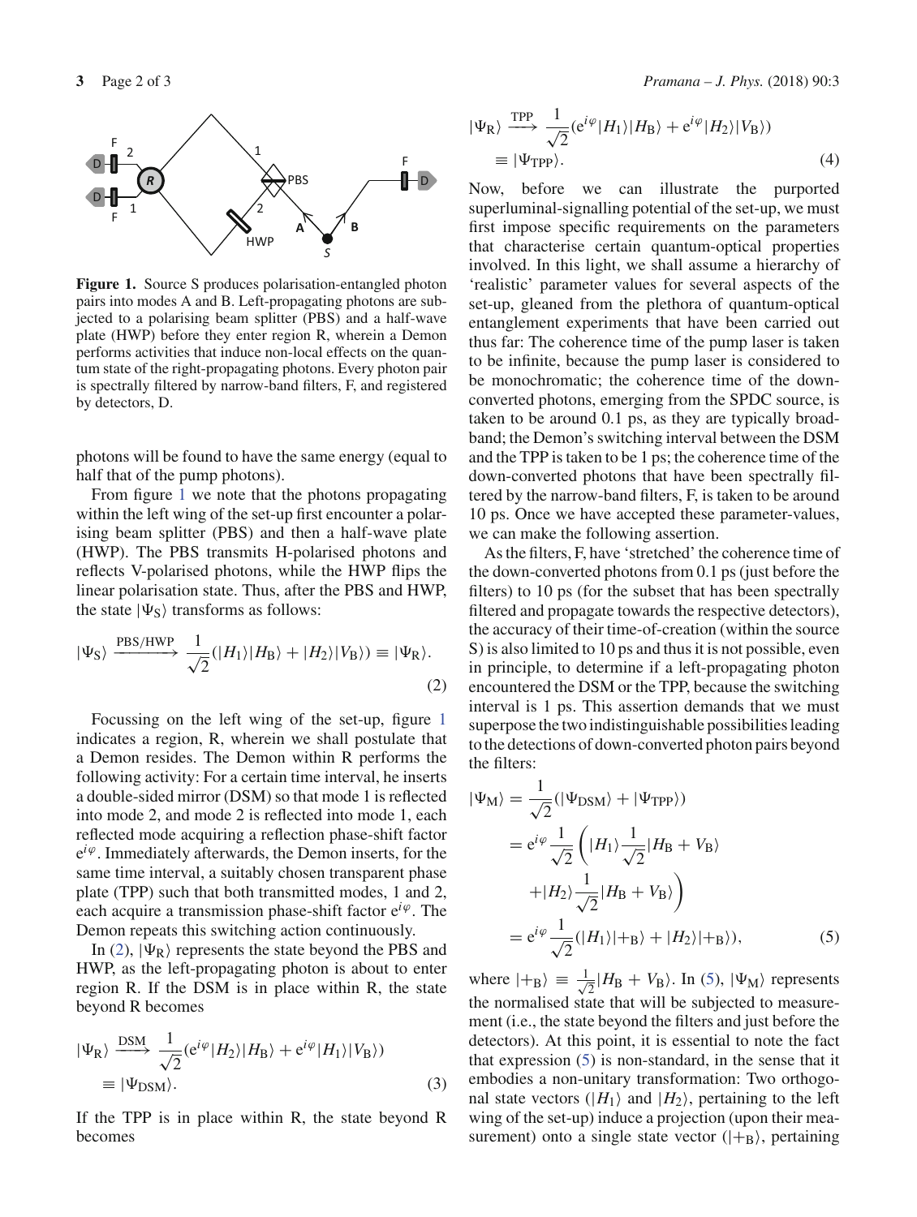**Figure 1.** Source S produces polarisation-entangled photon pairs into modes A and B. Left-propagating photons are subjected to a polarising beam splitter (PBS) and a half-wave plate (HWP) before they enter region R, wherein a Demon performs activities that induce non-local effects on the quantum state of the right-propagating photons. Every photon pair is spectrally filtered by narrow-band filters, F, and registered by detectors, D.

photons will be found to have the same energy (equal to half that of the pump photons).

From figure 1 we note that the photons propagating within the left wing of the set-up first encounter a polarising beam splitter (PBS) and then a half-wave plate (HWP). The PBS transmits H-polarised photons and reflects V-polarised photons, while the HWP flips the linear polarisation state. Thus, after the PBS and HWP, the state $|\Psi_S\rangle$ transforms as follows:

$$|\Psi_S\rangle \xrightarrow{\text{PBS/HWP}} \frac{1}{\sqrt{2}}(|H_1\rangle|H_B\rangle + |H_2\rangle|V_B\rangle) \equiv |\Psi_R\rangle. \tag{2}$$

Focussing on the left wing of the set-up, figure 1 indicates a region, R, wherein we shall postulate that a Demon resides. The Demon within R performs the following activity: For a certain time interval, he inserts a double-sided mirror (DSM) so that mode 1 is reflected into mode 2, and mode 2 is reflected into mode 1, each reflected mode acquiring a reflection phase-shift factor $e^{i\varphi}$. Immediately afterwards, the Demon inserts, for the same time interval, a suitably chosen transparent phase plate (TPP) such that both transmitted modes, 1 and 2, each acquire a transmission phase-shift factor $e^{i\varphi}$. The Demon repeats this switching action continuously.

In (2), $|\Psi_R\rangle$ represents the state beyond the PBS and HWP, as the left-propagating photon is about to enter region R. If the DSM is in place within R, the state beyond R becomes

$$|\Psi_R\rangle \xrightarrow{\text{DSM}} \frac{1}{\sqrt{2}}(e^{i\varphi}|H_2\rangle|H_B\rangle + e^{i\varphi}|H_1\rangle|V_B\rangle) \equiv |\Psi_{\text{DSM}}\rangle. \tag{3}$$

If the TPP is in place within R, the state beyond R becomes

$$|\Psi_R\rangle \xrightarrow{\text{TPP}} \frac{1}{\sqrt{2}}(e^{i\varphi}|H_1\rangle|H_B\rangle + e^{i\varphi}|H_2\rangle|V_B\rangle) \equiv |\Psi_{\text{TPP}}\rangle. \tag{4}$$

Now, before we can illustrate the purported superluminal-signalling potential of the set-up, we must first impose specific requirements on the parameters that characterise certain quantum-optical properties involved. In this light, we shall assume a hierarchy of 'realistic' parameter values for several aspects of the set-up, gleaned from the plethora of quantum-optical entanglement experiments that have been carried out thus far: The coherence time of the pump laser is taken to be infinite, because the pump laser is considered to be monochromatic; the coherence time of the down-converted photons, emerging from the SPDC source, is taken to be around 0.1 ps, as they are typically broadband; the Demon's switching interval between the DSM and the TPP is taken to be 1 ps; the coherence time of the down-converted photons that have been spectrally filtered by the narrow-band filters, F, is taken to be around 10 ps. Once we have accepted these parameter-values, we can make the following assertion.

As the filters, F, have 'stretched' the coherence time of the down-converted photons from 0.1 ps (just before the filters) to 10 ps (for the subset that has been spectrally filtered and propagate towards the respective detectors), the accuracy of their time-of-creation (within the source S) is also limited to 10 ps and thus it is not possible, even in principle, to determine if a left-propagating photon encountered the DSM or the TPP, because the switching interval is 1 ps. This assertion demands that we must superpose the two indistinguishable possibilities leading to the detections of down-converted photon pairs beyond the filters:

$$\begin{aligned}
|\Psi_M\rangle &= \frac{1}{\sqrt{2}}(|\Psi_{\text{DSM}}\rangle + |\Psi_{\text{TPP}}\rangle) \\
&= e^{i\varphi}\frac{1}{\sqrt{2}}\left(|H_1\rangle\frac{1}{\sqrt{2}}|H_B + V_B\rangle \right. \\
&\quad \left. + |H_2\rangle\frac{1}{\sqrt{2}}|H_B + V_B\rangle\right) \\
&= e^{i\varphi}\frac{1}{\sqrt{2}}(|H_1\rangle|+_B\rangle + |H_2\rangle|+_B\rangle),
\end{aligned} \tag{5}$$

where $|+_B\rangle \equiv \frac{1}{\sqrt{2}}|H_B + V_B\rangle$. In (5), $|\Psi_M\rangle$ represents the normalised state that will be subjected to measurement (i.e., the state beyond the filters and just before the detectors). At this point, it is essential to note the fact that expression (5) is non-standard, in the sense that it embodies a non-unitary transformation: Two orthogonal state vectors ($|H_1\rangle$ and $|H_2\rangle$, pertaining to the left wing of the set-up) induce a projection (upon their measurement) onto a single state vector ($|+_B\rangle$, pertaining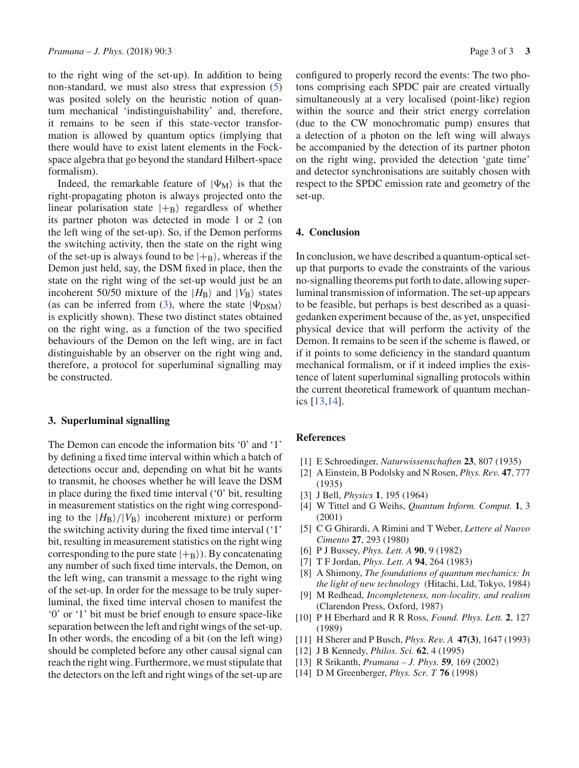to the right wing of the set-up). In addition to being non-standard, we must also stress that expression (5) was posited solely on the heuristic notion of quantum mechanical 'indistinguishability' and, therefore, it remains to be seen if this state-vector transformation is allowed by quantum optics (implying that there would have to exist latent elements in the Fock-space algebra that go beyond the standard Hilbert-space formalism).

Indeed, the remarkable feature of $|\Psi_M\rangle$ is that the right-propagating photon is always projected onto the linear polarisation state $|+_B\rangle$ regardless of whether its partner photon was detected in mode 1 or 2 (on the left wing of the set-up). So, if the Demon performs the switching activity, then the state on the right wing of the set-up is always found to be $|+_B\rangle$, whereas if the Demon just held, say, the DSM fixed in place, then the state on the right wing of the set-up would just be an incoherent 50/50 mixture of the $|H_B\rangle$ and $|V_B\rangle$ states (as can be inferred from (3), where the state $|\Psi_{DSM}\rangle$ is explicitly shown). These two distinct states obtained on the right wing, as a function of the two specified behaviours of the Demon on the left wing, are in fact distinguishable by an observer on the right wing and, therefore, a protocol for superluminal signalling may be constructed.

## 3. Superluminal signalling

The Demon can encode the information bits '0' and '1' by defining a fixed time interval within which a batch of detections occur and, depending on what bit he wants to transmit, he chooses whether he will leave the DSM in place during the fixed time interval ('0' bit, resulting in measurement statistics on the right wing corresponding to the $|H_B\rangle/|V_B\rangle$ incoherent mixture) or perform the switching activity during the fixed time interval ('1' bit, resulting in measurement statistics on the right wing corresponding to the pure state $|+_B\rangle$). By concatenating any number of such fixed time intervals, the Demon, on the left wing, can transmit a message to the right wing of the set-up. In order for the message to be truly superluminal, the fixed time interval chosen to manifest the '0' or '1' bit must be brief enough to ensure space-like separation between the left and right wings of the set-up. In other words, the encoding of a bit (on the left wing) should be completed before any other causal signal can reach the right wing. Furthermore, we must stipulate that the detectors on the left and right wings of the set-up are configured to properly record the events: The two photons comprising each SPDC pair are created virtually simultaneously at a very localised (point-like) region within the source and their strict energy correlation (due to the CW monochromatic pump) ensures that a detection of a photon on the left wing will always be accompanied by the detection of its partner photon on the right wing, provided the detection 'gate time' and detector synchronisations are suitably chosen with respect to the SPDC emission rate and geometry of the set-up.

## 4. Conclusion

In conclusion, we have described a quantum-optical set-up that purports to evade the constraints of the various no-signalling theorems put forth to date, allowing superluminal transmission of information. The set-up appears to be feasible, but perhaps is best described as a quasi-gedanken experiment because of the, as yet, unspecified physical device that will perform the activity of the Demon. It remains to be seen if the scheme is flawed, or if it points to some deficiency in the standard quantum mechanical formalism, or if it indeed implies the existence of latent superluminal signalling protocols within the current theoretical framework of quantum mechanics [13,14].

## References

[1] E Schroedinger, *Naturwissenschaften* **23**, 807 (1935)

[2] A Einstein, B Podolsky and N Rosen, *Phys. Rev.* **47**, 777 (1935)

[3] J Bell, *Physics* **1**, 195 (1964)

[4] W Tittel and G Weihs, *Quantum Inform. Comput.* **1**, 3 (2001)

[5] C G Ghirardi, A Rimini and T Weber, *Lettere al Nuovo Cimento* **27**, 293 (1980)

[6] P J Bussey, *Phys. Lett. A* **90**, 9 (1982)

[7] T F Jordan, *Phys. Lett. A* **94**, 264 (1983)

[8] A Shimony, *The foundations of quantum mechanics: In the light of new technology* (Hitachi, Ltd, Tokyo, 1984)

[9] M Redhead, *Incompleteness, non-locality, and realism* (Clarendon Press, Oxford, 1987)

[10] P H Eberhard and R R Ross, *Found. Phys. Lett.* **2**, 127 (1989)

[11] H Sherer and P Busch, *Phys. Rev. A* **47(3)**, 1647 (1993)

[12] J B Kennedy, *Philos. Sci.* **62**, 4 (1995)

[13] R Srikanth, *Pramana – J. Phys.* **59**, 169 (2002)

[14] D M Greenberger, *Phys. Scr. T* **76** (1998)